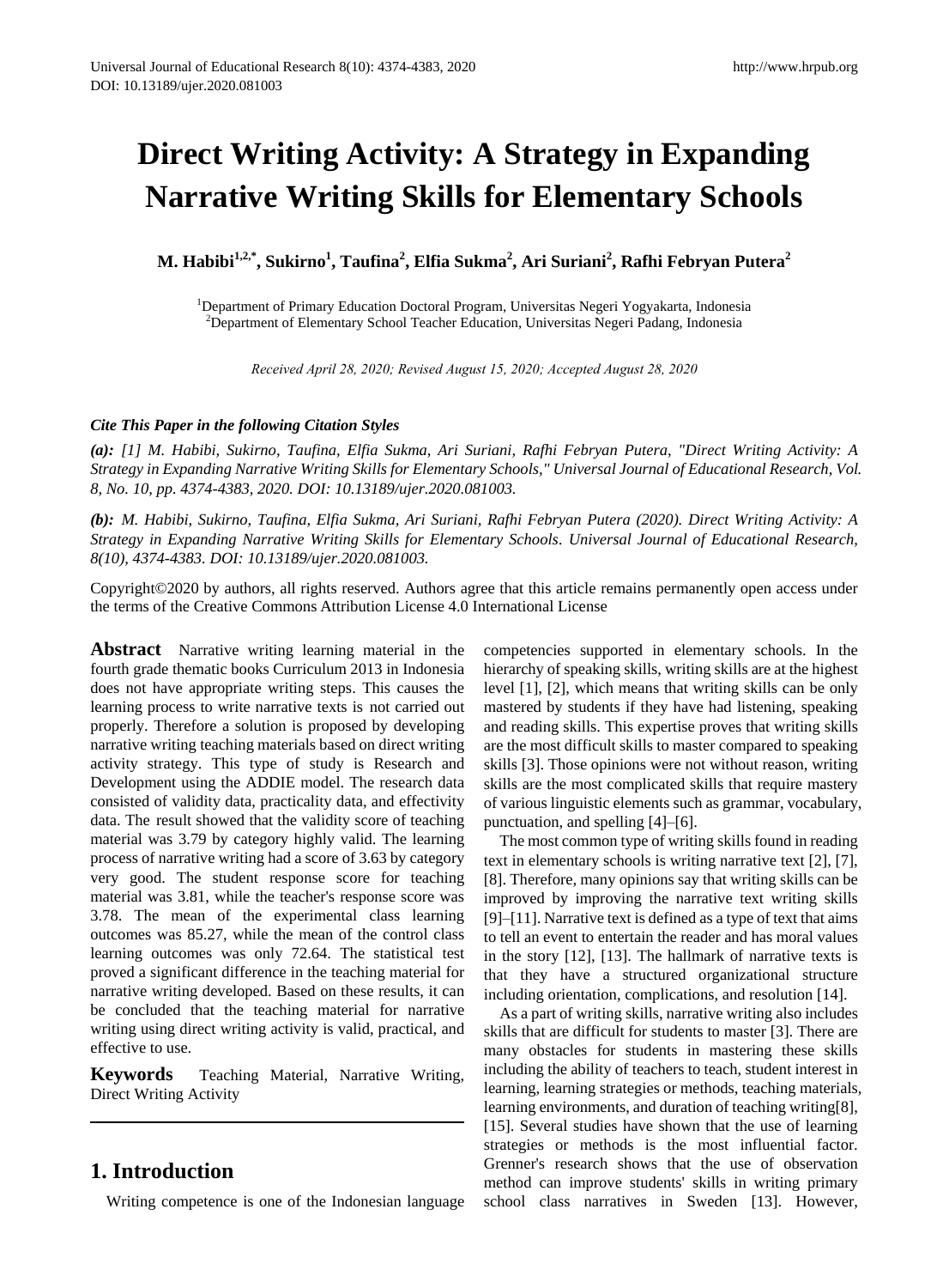# Direct Writing Activity: A Strategy in Expanding Narrative Writing Skills for Elementary Schools

**M. Habibi[1,2,*], Sukirno[1], Taufina[2], Elfia Sukma[2], Ari Suriani[2], Rafhi Febryan Putera[2]**

[1]Department of Primary Education Doctoral Program, Universitas Negeri Yogyakarta, Indonesia
[2]Department of Elementary School Teacher Education, Universitas Negeri Padang, Indonesia

*Received April 28, 2020; Revised August 15, 2020; Accepted August 28, 2020*

***Cite This Paper in the following Citation Styles***

***(a):** [1] M. Habibi, Sukirno, Taufina, Elfia Sukma, Ari Suriani, Rafhi Febryan Putera, "Direct Writing Activity: A Strategy in Expanding Narrative Writing Skills for Elementary Schools," Universal Journal of Educational Research, Vol. 8, No. 10, pp. 4374-4383, 2020. DOI: 10.13189/ujer.2020.081003.*

***(b):** M. Habibi, Sukirno, Taufina, Elfia Sukma, Ari Suriani, Rafhi Febryan Putera (2020). Direct Writing Activity: A Strategy in Expanding Narrative Writing Skills for Elementary Schools. Universal Journal of Educational Research, 8(10), 4374-4383. DOI: 10.13189/ujer.2020.081003.*

Copyright©2020 by authors, all rights reserved. Authors agree that this article remains permanently open access under the terms of the Creative Commons Attribution License 4.0 International License

**Abstract** Narrative writing learning material in the fourth grade thematic books Curriculum 2013 in Indonesia does not have appropriate writing steps. This causes the learning process to write narrative texts is not carried out properly. Therefore a solution is proposed by developing narrative writing teaching materials based on direct writing activity strategy. This type of study is Research and Development using the ADDIE model. The research data consisted of validity data, practicality data, and effectivity data. The result showed that the validity score of teaching material was 3.79 by category highly valid. The learning process of narrative writing had a score of 3.63 by category very good. The student response score for teaching material was 3.81, while the teacher's response score was 3.78. The mean of the experimental class learning outcomes was 85.27, while the mean of the control class learning outcomes was only 72.64. The statistical test proved a significant difference in the teaching material for narrative writing developed. Based on these results, it can be concluded that the teaching material for narrative writing using direct writing activity is valid, practical, and effective to use.

**Keywords** Teaching Material, Narrative Writing, Direct Writing Activity

## 1. Introduction

Writing competence is one of the Indonesian language competencies supported in elementary schools. In the hierarchy of speaking skills, writing skills are at the highest level [1], [2], which means that writing skills can be only mastered by students if they have had listening, speaking and reading skills. This expertise proves that writing skills are the most difficult skills to master compared to speaking skills [3]. Those opinions were not without reason, writing skills are the most complicated skills that require mastery of various linguistic elements such as grammar, vocabulary, punctuation, and spelling [4]–[6].

The most common type of writing skills found in reading text in elementary schools is writing narrative text [2], [7], [8]. Therefore, many opinions say that writing skills can be improved by improving the narrative text writing skills [9]–[11]. Narrative text is defined as a type of text that aims to tell an event to entertain the reader and has moral values in the story [12], [13]. The hallmark of narrative texts is that they have a structured organizational structure including orientation, complications, and resolution [14].

As a part of writing skills, narrative writing also includes skills that are difficult for students to master [3]. There are many obstacles for students in mastering these skills including the ability of teachers to teach, student interest in learning, learning strategies or methods, teaching materials, learning environments, and duration of teaching writing[8], [15]. Several studies have shown that the use of learning strategies or methods is the most influential factor. Grenner's research shows that the use of observation method can improve students' skills in writing primary school class narratives in Sweden [13]. However,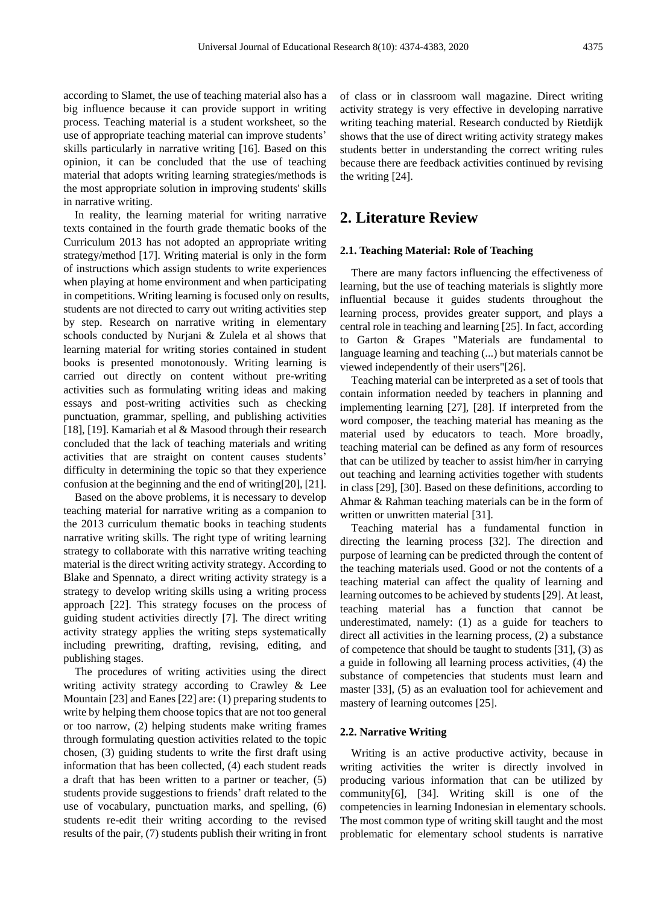according to Slamet, the use of teaching material also has a big influence because it can provide support in writing process. Teaching material is a student worksheet, so the use of appropriate teaching material can improve students' skills particularly in narrative writing [16]. Based on this opinion, it can be concluded that the use of teaching material that adopts writing learning strategies/methods is the most appropriate solution in improving students' skills in narrative writing.

In reality, the learning material for writing narrative texts contained in the fourth grade thematic books of the Curriculum 2013 has not adopted an appropriate writing strategy/method [17]. Writing material is only in the form of instructions which assign students to write experiences when playing at home environment and when participating in competitions. Writing learning is focused only on results, students are not directed to carry out writing activities step by step. Research on narrative writing in elementary schools conducted by Nurjani & Zulela et al shows that learning material for writing stories contained in student books is presented monotonously. Writing learning is carried out directly on content without pre-writing activities such as formulating writing ideas and making essays and post-writing activities such as checking punctuation, grammar, spelling, and publishing activities [18], [19]. Kamariah et al & Masood through their research concluded that the lack of teaching materials and writing activities that are straight on content causes students' difficulty in determining the topic so that they experience confusion at the beginning and the end of writing[20], [21].

Based on the above problems, it is necessary to develop teaching material for narrative writing as a companion to the 2013 curriculum thematic books in teaching students narrative writing skills. The right type of writing learning strategy to collaborate with this narrative writing teaching material is the direct writing activity strategy. According to Blake and Spennato, a direct writing activity strategy is a strategy to develop writing skills using a writing process approach [22]. This strategy focuses on the process of guiding student activities directly [7]. The direct writing activity strategy applies the writing steps systematically including prewriting, drafting, revising, editing, and publishing stages.

The procedures of writing activities using the direct writing activity strategy according to Crawley & Lee Mountain [23] and Eanes [22] are: (1) preparing students to write by helping them choose topics that are not too general or too narrow, (2) helping students make writing frames through formulating question activities related to the topic chosen, (3) guiding students to write the first draft using information that has been collected, (4) each student reads a draft that has been written to a partner or teacher, (5) students provide suggestions to friends' draft related to the use of vocabulary, punctuation marks, and spelling, (6) students re-edit their writing according to the revised results of the pair, (7) students publish their writing in front of class or in classroom wall magazine. Direct writing activity strategy is very effective in developing narrative writing teaching material. Research conducted by Rietdijk shows that the use of direct writing activity strategy makes students better in understanding the correct writing rules because there are feedback activities continued by revising the writing [24].

## 2. Literature Review

### 2.1. Teaching Material: Role of Teaching

There are many factors influencing the effectiveness of learning, but the use of teaching materials is slightly more influential because it guides students throughout the learning process, provides greater support, and plays a central role in teaching and learning [25]. In fact, according to Garton & Grapes "Materials are fundamental to language learning and teaching (...) but materials cannot be viewed independently of their users"[26].

Teaching material can be interpreted as a set of tools that contain information needed by teachers in planning and implementing learning [27], [28]. If interpreted from the word composer, the teaching material has meaning as the material used by educators to teach. More broadly, teaching material can be defined as any form of resources that can be utilized by teacher to assist him/her in carrying out teaching and learning activities together with students in class [29], [30]. Based on these definitions, according to Ahmar & Rahman teaching materials can be in the form of written or unwritten material [31].

Teaching material has a fundamental function in directing the learning process [32]. The direction and purpose of learning can be predicted through the content of the teaching materials used. Good or not the contents of a teaching material can affect the quality of learning and learning outcomes to be achieved by students [29]. At least, teaching material has a function that cannot be underestimated, namely: (1) as a guide for teachers to direct all activities in the learning process, (2) a substance of competence that should be taught to students [31], (3) as a guide in following all learning process activities, (4) the substance of competencies that students must learn and master [33], (5) as an evaluation tool for achievement and mastery of learning outcomes [25].

### 2.2. Narrative Writing

Writing is an active productive activity, because in writing activities the writer is directly involved in producing various information that can be utilized by community[6], [34]. Writing skill is one of the competencies in learning Indonesian in elementary schools. The most common type of writing skill taught and the most problematic for elementary school students is narrative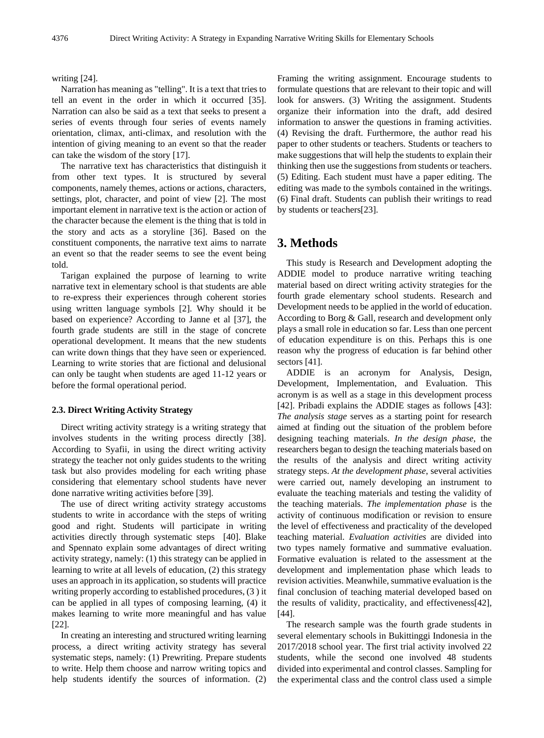writing [24].

Narration has meaning as "telling". It is a text that tries to tell an event in the order in which it occurred [35]. Narration can also be said as a text that seeks to present a series of events through four series of events namely orientation, climax, anti-climax, and resolution with the intention of giving meaning to an event so that the reader can take the wisdom of the story [17].

The narrative text has characteristics that distinguish it from other text types. It is structured by several components, namely themes, actions or actions, characters, settings, plot, character, and point of view [2]. The most important element in narrative text is the action or action of the character because the element is the thing that is told in the story and acts as a storyline [36]. Based on the constituent components, the narrative text aims to narrate an event so that the reader seems to see the event being told.

Tarigan explained the purpose of learning to write narrative text in elementary school is that students are able to re-express their experiences through coherent stories using written language symbols [2]. Why should it be based on experience? According to Janne et al [37], the fourth grade students are still in the stage of concrete operational development. It means that the new students can write down things that they have seen or experienced. Learning to write stories that are fictional and delusional can only be taught when students are aged 11-12 years or before the formal operational period.

### 2.3. Direct Writing Activity Strategy

Direct writing activity strategy is a writing strategy that involves students in the writing process directly [38]. According to Syafii, in using the direct writing activity strategy the teacher not only guides students to the writing task but also provides modeling for each writing phase considering that elementary school students have never done narrative writing activities before [39].

The use of direct writing activity strategy accustoms students to write in accordance with the steps of writing good and right. Students will participate in writing activities directly through systematic steps [40]. Blake and Spennato explain some advantages of direct writing activity strategy, namely: (1) this strategy can be applied in learning to write at all levels of education, (2) this strategy uses an approach in its application, so students will practice writing properly according to established procedures, (3 ) it can be applied in all types of composing learning, (4) it makes learning to write more meaningful and has value [22].

In creating an interesting and structured writing learning process, a direct writing activity strategy has several systematic steps, namely: (1) Prewriting. Prepare students to write. Help them choose and narrow writing topics and help students identify the sources of information. (2) Framing the writing assignment. Encourage students to formulate questions that are relevant to their topic and will look for answers. (3) Writing the assignment. Students organize their information into the draft, add desired information to answer the questions in framing activities. (4) Revising the draft. Furthermore, the author read his paper to other students or teachers. Students or teachers to make suggestions that will help the students to explain their thinking then use the suggestions from students or teachers. (5) Editing. Each student must have a paper editing. The editing was made to the symbols contained in the writings. (6) Final draft. Students can publish their writings to read by students or teachers[23].

## 3. Methods

This study is Research and Development adopting the ADDIE model to produce narrative writing teaching material based on direct writing activity strategies for the fourth grade elementary school students. Research and Development needs to be applied in the world of education. According to Borg & Gall, research and development only plays a small role in education so far. Less than one percent of education expenditure is on this. Perhaps this is one reason why the progress of education is far behind other sectors [41].

ADDIE is an acronym for Analysis, Design, Development, Implementation, and Evaluation. This acronym is as well as a stage in this development process [42]. Pribadi explains the ADDIE stages as follows [43]: *The analysis stage* serves as a starting point for research aimed at finding out the situation of the problem before designing teaching materials. *In the design phase*, the researchers began to design the teaching materials based on the results of the analysis and direct writing activity strategy steps. *At the development phase*, several activities were carried out, namely developing an instrument to evaluate the teaching materials and testing the validity of the teaching materials. *The implementation phase* is the activity of continuous modification or revision to ensure the level of effectiveness and practicality of the developed teaching material. *Evaluation activities* are divided into two types namely formative and summative evaluation. Formative evaluation is related to the assessment at the development and implementation phase which leads to revision activities. Meanwhile, summative evaluation is the final conclusion of teaching material developed based on the results of validity, practicality, and effectiveness[42], [44].

The research sample was the fourth grade students in several elementary schools in Bukittinggi Indonesia in the 2017/2018 school year. The first trial activity involved 22 students, while the second one involved 48 students divided into experimental and control classes. Sampling for the experimental class and the control class used a simple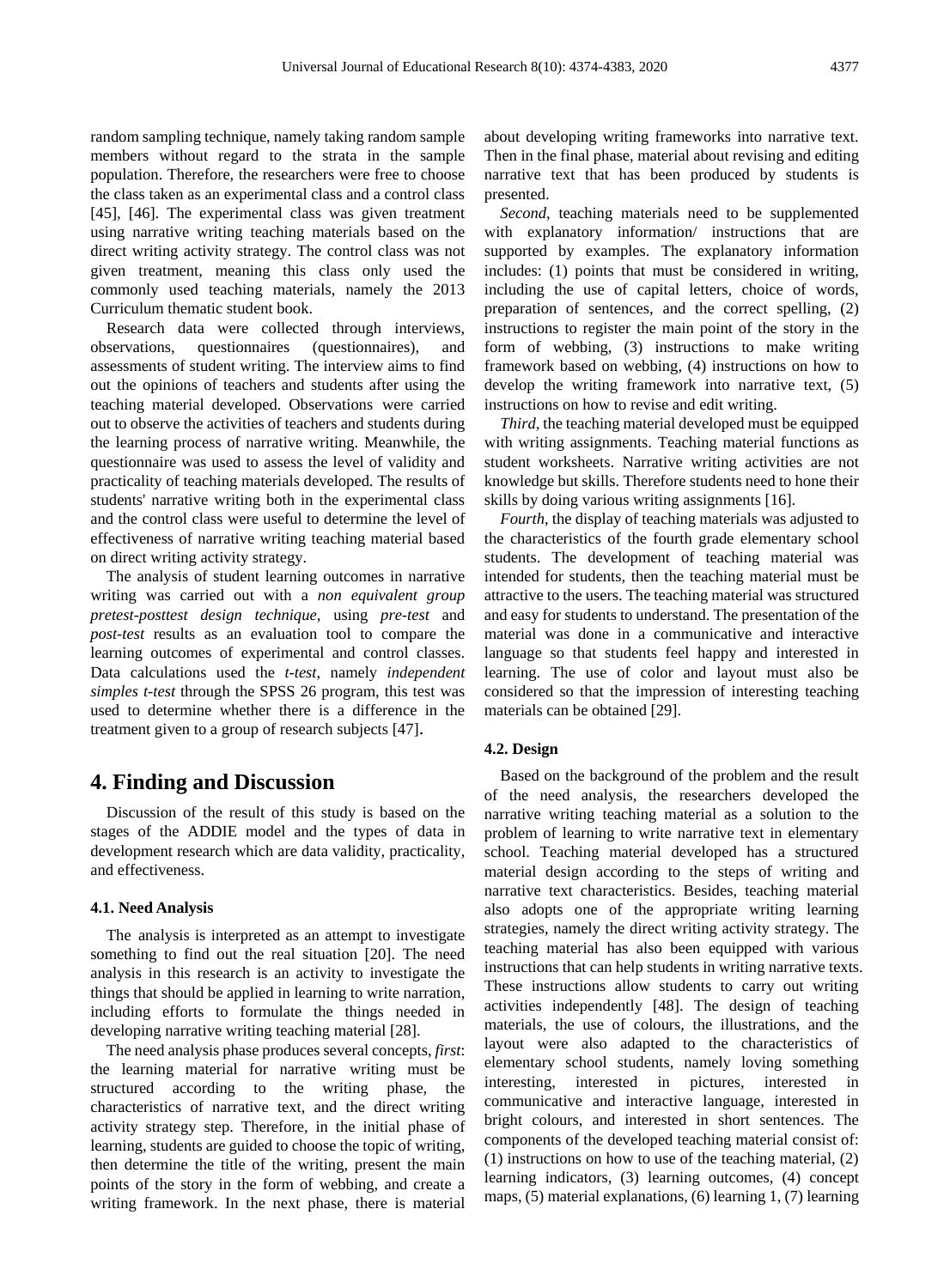random sampling technique, namely taking random sample members without regard to the strata in the sample population. Therefore, the researchers were free to choose the class taken as an experimental class and a control class [45], [46]. The experimental class was given treatment using narrative writing teaching materials based on the direct writing activity strategy. The control class was not given treatment, meaning this class only used the commonly used teaching materials, namely the 2013 Curriculum thematic student book.

Research data were collected through interviews, observations, questionnaires (questionnaires), and assessments of student writing. The interview aims to find out the opinions of teachers and students after using the teaching material developed. Observations were carried out to observe the activities of teachers and students during the learning process of narrative writing. Meanwhile, the questionnaire was used to assess the level of validity and practicality of teaching materials developed. The results of students' narrative writing both in the experimental class and the control class were useful to determine the level of effectiveness of narrative writing teaching material based on direct writing activity strategy.

The analysis of student learning outcomes in narrative writing was carried out with a *non equivalent group pretest-posttest design technique*, using *pre-test* and *post-test* results as an evaluation tool to compare the learning outcomes of experimental and control classes. Data calculations used the *t-test*, namely *independent simples t-test* through the SPSS 26 program, this test was used to determine whether there is a difference in the treatment given to a group of research subjects [47].

# 4. Finding and Discussion

Discussion of the result of this study is based on the stages of the ADDIE model and the types of data in development research which are data validity, practicality, and effectiveness.

### 4.1. Need Analysis

The analysis is interpreted as an attempt to investigate something to find out the real situation [20]. The need analysis in this research is an activity to investigate the things that should be applied in learning to write narration, including efforts to formulate the things needed in developing narrative writing teaching material [28].

The need analysis phase produces several concepts, *first*: the learning material for narrative writing must be structured according to the writing phase, the characteristics of narrative text, and the direct writing activity strategy step. Therefore, in the initial phase of learning, students are guided to choose the topic of writing, then determine the title of the writing, present the main points of the story in the form of webbing, and create a writing framework. In the next phase, there is material about developing writing frameworks into narrative text. Then in the final phase, material about revising and editing narrative text that has been produced by students is presented.

*Second*, teaching materials need to be supplemented with explanatory information/ instructions that are supported by examples. The explanatory information includes: (1) points that must be considered in writing, including the use of capital letters, choice of words, preparation of sentences, and the correct spelling, (2) instructions to register the main point of the story in the form of webbing, (3) instructions to make writing framework based on webbing, (4) instructions on how to develop the writing framework into narrative text, (5) instructions on how to revise and edit writing.

*Third*, the teaching material developed must be equipped with writing assignments. Teaching material functions as student worksheets. Narrative writing activities are not knowledge but skills. Therefore students need to hone their skills by doing various writing assignments [16].

*Fourth*, the display of teaching materials was adjusted to the characteristics of the fourth grade elementary school students. The development of teaching material was intended for students, then the teaching material must be attractive to the users. The teaching material was structured and easy for students to understand. The presentation of the material was done in a communicative and interactive language so that students feel happy and interested in learning. The use of color and layout must also be considered so that the impression of interesting teaching materials can be obtained [29].

### 4.2. Design

Based on the background of the problem and the result of the need analysis, the researchers developed the narrative writing teaching material as a solution to the problem of learning to write narrative text in elementary school. Teaching material developed has a structured material design according to the steps of writing and narrative text characteristics. Besides, teaching material also adopts one of the appropriate writing learning strategies, namely the direct writing activity strategy. The teaching material has also been equipped with various instructions that can help students in writing narrative texts. These instructions allow students to carry out writing activities independently [48]. The design of teaching materials, the use of colours, the illustrations, and the layout were also adapted to the characteristics of elementary school students, namely loving something interesting, interested in pictures, interested in communicative and interactive language, interested in bright colours, and interested in short sentences. The components of the developed teaching material consist of: (1) instructions on how to use of the teaching material, (2) learning indicators, (3) learning outcomes, (4) concept maps, (5) material explanations, (6) learning 1, (7) learning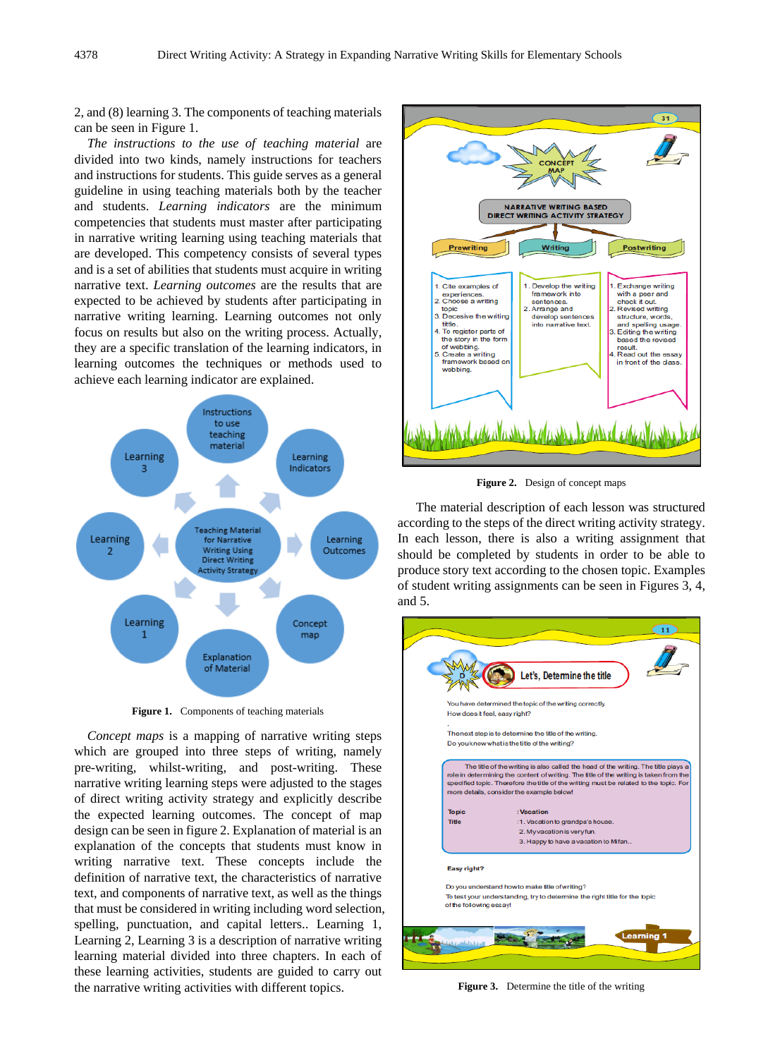2, and (8) learning 3. The components of teaching materials can be seen in Figure 1.

*The instructions to the use of teaching material* are divided into two kinds, namely instructions for teachers and instructions for students. This guide serves as a general guideline in using teaching materials both by the teacher and students. *Learning indicators* are the minimum competencies that students must master after participating in narrative writing learning using teaching materials that are developed. This competency consists of several types and is a set of abilities that students must acquire in writing narrative text. *Learning outcomes* are the results that are expected to be achieved by students after participating in narrative writing learning. Learning outcomes not only focus on results but also on the writing process. Actually, they are a specific translation of the learning indicators, in learning outcomes the techniques or methods used to achieve each learning indicator are explained.

**Figure 1.** Components of teaching materials

*Concept maps* is a mapping of narrative writing steps which are grouped into three steps of writing, namely pre-writing, whilst-writing, and post-writing. These narrative writing learning steps were adjusted to the stages of direct writing activity strategy and explicitly describe the expected learning outcomes. The concept of map design can be seen in figure 2. Explanation of material is an explanation of the concepts that students must know in writing narrative text. These concepts include the definition of narrative text, the characteristics of narrative text, and components of narrative text, as well as the things that must be considered in writing including word selection, spelling, punctuation, and capital letters.. Learning 1, Learning 2, Learning 3 is a description of narrative writing learning material divided into three chapters. In each of these learning activities, students are guided to carry out the narrative writing activities with different topics.

**Figure 2.** Design of concept maps

The material description of each lesson was structured according to the steps of the direct writing activity strategy. In each lesson, there is also a writing assignment that should be completed by students in order to be able to produce story text according to the chosen topic. Examples of student writing assignments can be seen in Figures 3, 4, and 5.

**Figure 3.** Determine the title of the writing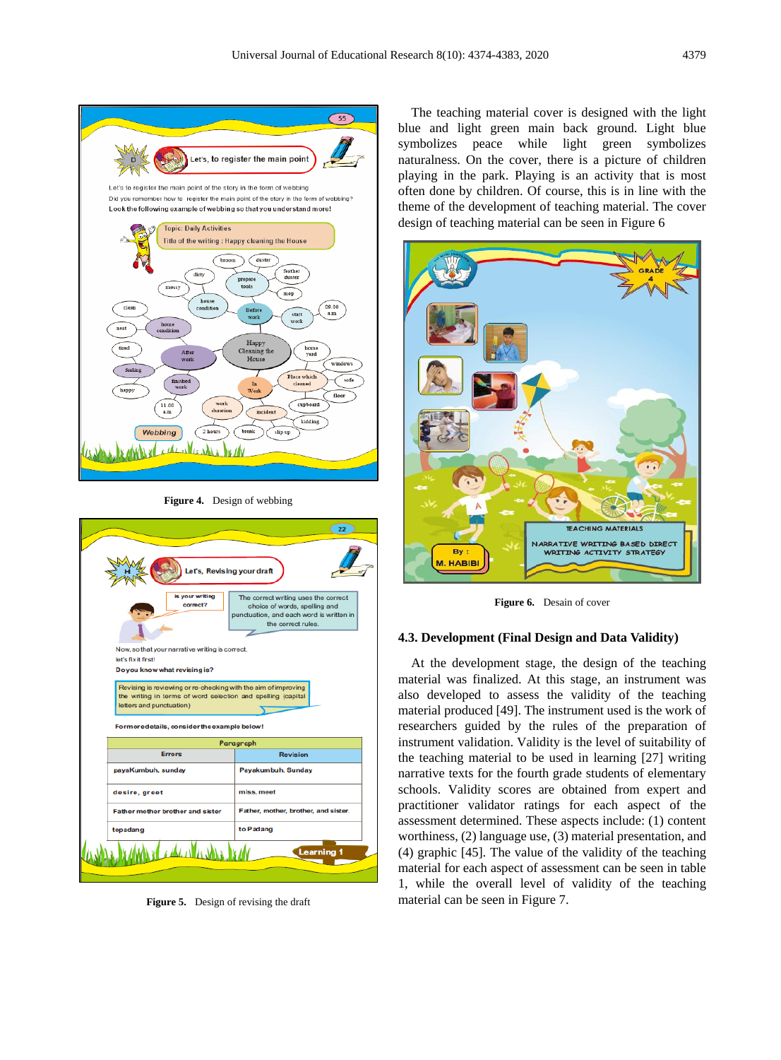Figure 4. Design of webbing

Figure 5. Design of revising the draft

The teaching material cover is designed with the light blue and light green main back ground. Light blue symbolizes peace while light green symbolizes naturalness. On the cover, there is a picture of children playing in the park. Playing is an activity that is most often done by children. Of course, this is in line with the theme of the development of teaching material. The cover design of teaching material can be seen in Figure 6

Figure 6. Desain of cover

### 4.3. Development (Final Design and Data Validity)

At the development stage, the design of the teaching material was finalized. At this stage, an instrument was also developed to assess the validity of the teaching material produced [49]. The instrument used is the work of researchers guided by the rules of the preparation of instrument validation. Validity is the level of suitability of the teaching material to be used in learning [27] writing narrative texts for the fourth grade students of elementary schools. Validity scores are obtained from expert and practitioner validator ratings for each aspect of the assessment determined. These aspects include: (1) content worthiness, (2) language use, (3) material presentation, and (4) graphic [45]. The value of the validity of the teaching material for each aspect of assessment can be seen in table 1, while the overall level of validity of the teaching material can be seen in Figure 7.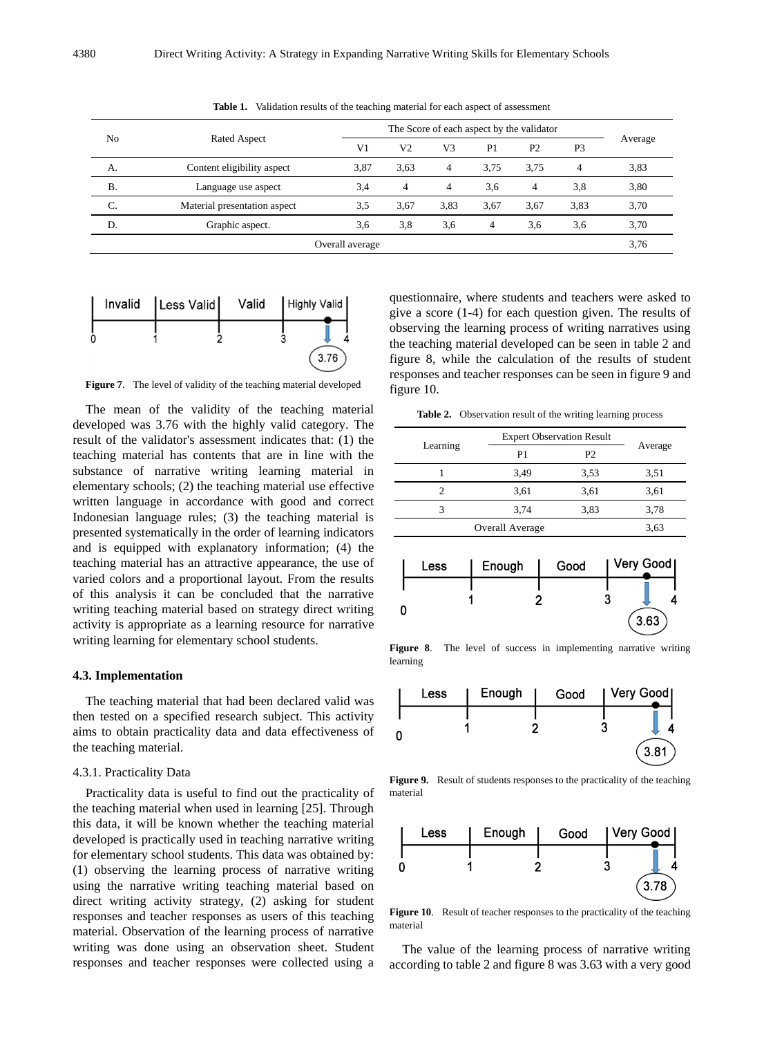**Table 1.** Validation results of the teaching material for each aspect of assessment

| No | Rated Aspect | The Score of each aspect by the validator | | | | | | Average |
|---|---|---|---|---|---|---|---|---|
| | | V1 | V2 | V3 | P1 | P2 | P3 | |
| A. | Content eligibility aspect | 3,87 | 3,63 | 4 | 3,75 | 3,75 | 4 | 3,83 |
| B. | Language use aspect | 3,4 | 4 | 4 | 3,6 | 4 | 3,8 | 3,80 |
| C. | Material presentation aspect | 3,5 | 3,67 | 3,83 | 3,67 | 3,67 | 3,83 | 3,70 |
| D. | Graphic aspect. | 3,6 | 3,8 | 3,6 | 4 | 3,6 | 3,6 | 3,70 |
| Overall average | | | | | | | | 3,76 |

**Figure 7**. The level of validity of the teaching material developed

The mean of the validity of the teaching material developed was 3.76 with the highly valid category. The result of the validator's assessment indicates that: (1) the teaching material has contents that are in line with the substance of narrative writing learning material in elementary schools; (2) the teaching material use effective written language in accordance with good and correct Indonesian language rules; (3) the teaching material is presented systematically in the order of learning indicators and is equipped with explanatory information; (4) the teaching material has an attractive appearance, the use of varied colors and a proportional layout. From the results of this analysis it can be concluded that the narrative writing teaching material based on strategy direct writing activity is appropriate as a learning resource for narrative writing learning for elementary school students.

### 4.3. Implementation

The teaching material that had been declared valid was then tested on a specified research subject. This activity aims to obtain practicality data and data effectiveness of the teaching material.

#### 4.3.1. Practicality Data

Practicality data is useful to find out the practicality of the teaching material when used in learning [25]. Through this data, it will be known whether the teaching material developed is practically used in teaching narrative writing for elementary school students. This data was obtained by: (1) observing the learning process of narrative writing using the narrative writing teaching material based on direct writing activity strategy, (2) asking for student responses and teacher responses as users of this teaching material. Observation of the learning process of narrative writing was done using an observation sheet. Student responses and teacher responses were collected using a questionnaire, where students and teachers were asked to give a score (1-4) for each question given. The results of observing the learning process of writing narratives using the teaching material developed can be seen in table 2 and figure 8, while the calculation of the results of student responses and teacher responses can be seen in figure 9 and figure 10.

**Table 2.** Observation result of the writing learning process

| Learning | Expert Observation Result | | Average |
|---|---|---|---|
| | P1 | P2 | |
| 1 | 3,49 | 3,53 | 3,51 |
| 2 | 3,61 | 3,61 | 3,61 |
| 3 | 3,74 | 3,83 | 3,78 |
| Overall Average | | | 3,63 |

**Figure 8**. The level of success in implementing narrative writing learning

**Figure 9.** Result of students responses to the practicality of the teaching material

**Figure 10**. Result of teacher responses to the practicality of the teaching material

The value of the learning process of narrative writing according to table 2 and figure 8 was 3.63 with a very good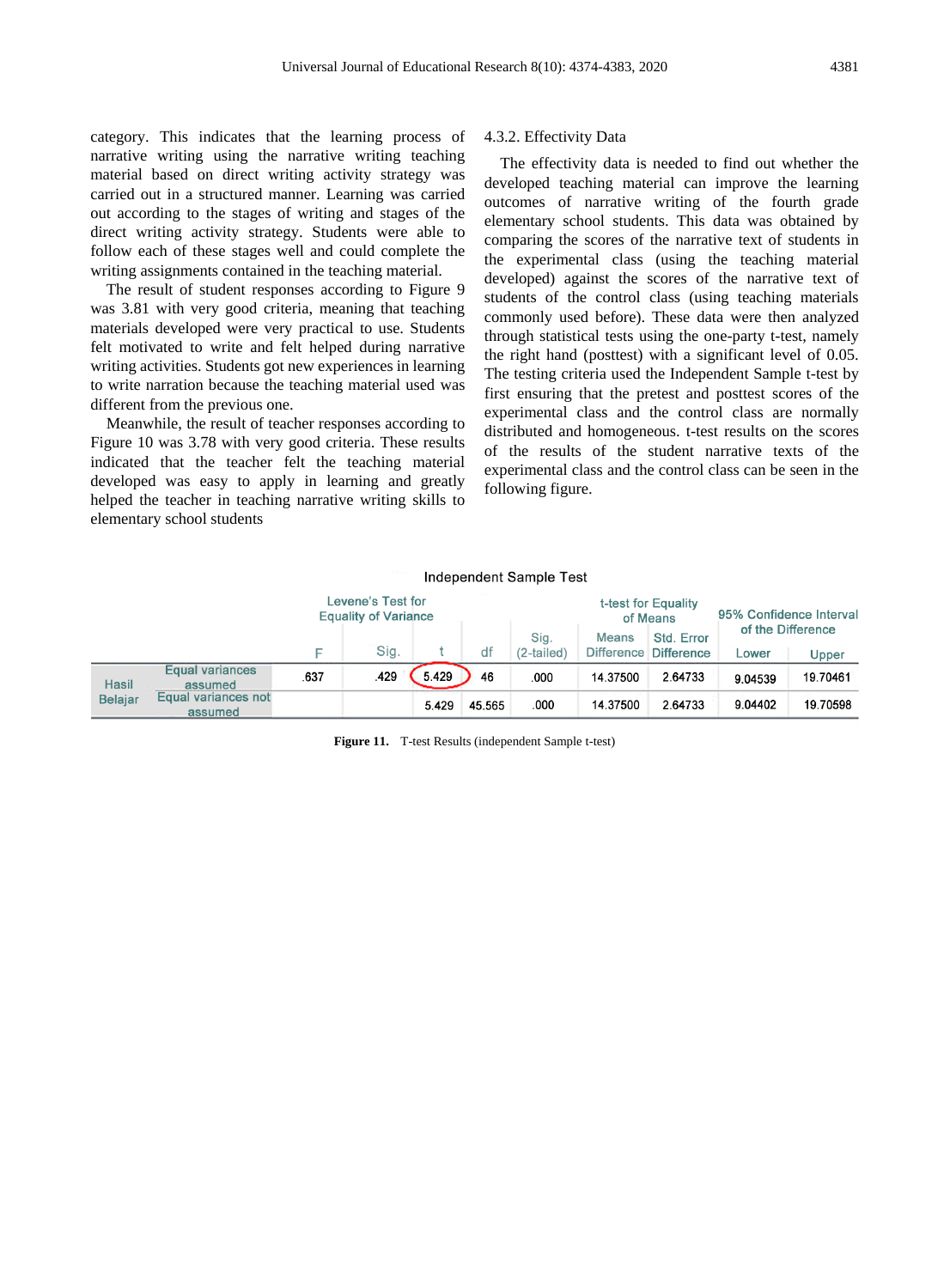category. This indicates that the learning process of narrative writing using the narrative writing teaching material based on direct writing activity strategy was carried out in a structured manner. Learning was carried out according to the stages of writing and stages of the direct writing activity strategy. Students were able to follow each of these stages well and could complete the writing assignments contained in the teaching material.

The result of student responses according to Figure 9 was 3.81 with very good criteria, meaning that teaching materials developed were very practical to use. Students felt motivated to write and felt helped during narrative writing activities. Students got new experiences in learning to write narration because the teaching material used was different from the previous one.

Meanwhile, the result of teacher responses according to Figure 10 was 3.78 with very good criteria. These results indicated that the teacher felt the teaching material developed was easy to apply in learning and greatly helped the teacher in teaching narrative writing skills to elementary school students

### 4.3.2. Effectivity Data

The effectivity data is needed to find out whether the developed teaching material can improve the learning outcomes of narrative writing of the fourth grade elementary school students. This data was obtained by comparing the scores of the narrative text of students in the experimental class (using the teaching material developed) against the scores of the narrative text of students of the control class (using teaching materials commonly used before). These data were then analyzed through statistical tests using the one-party t-test, namely the right hand (posttest) with a significant level of 0.05. The testing criteria used the Independent Sample t-test by first ensuring that the pretest and posttest scores of the experimental class and the control class are normally distributed and homogeneous. t-test results on the scores of the results of the student narrative texts of the experimental class and the control class can be seen in the following figure.

**Independent Sample Test**

| | | Levene's Test for Equality of Variance | | t-test for Equality of Means | | | | | 95% Confidence Interval of the Difference | |
|---|---|---|---|---|---|---|---|---|---|---|
| | | F | Sig. | t | df | Sig. (2-tailed) | Means Difference | Std. Error Difference | Lower | Upper |
| Hasil Belajar | Equal variances assumed | .637 | .429 | 5.429 | 46 | .000 | 14.37500 | 2.64733 | 9.04539 | 19.70461 |
| | Equal variances not assumed | | | 5.429 | 45.565 | .000 | 14.37500 | 2.64733 | 9.04402 | 19.70598 |

**Figure 11.** T-test Results (independent Sample t-test)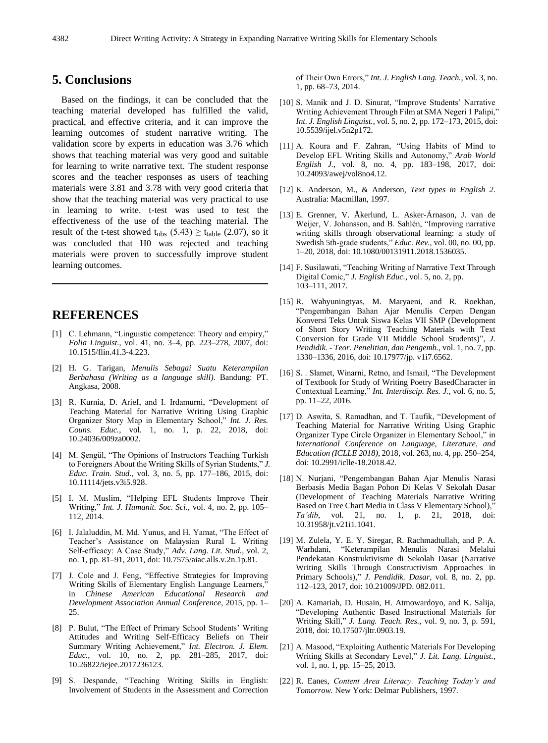## 5. Conclusions

Based on the findings, it can be concluded that the teaching material developed has fulfilled the valid, practical, and effective criteria, and it can improve the learning outcomes of student narrative writing. The validation score by experts in education was 3.76 which shows that teaching material was very good and suitable for learning to write narrative text. The student response scores and the teacher responses as users of teaching materials were 3.81 and 3.78 with very good criteria that show that the teaching material was very practical to use in learning to write. t-test was used to test the effectiveness of the use of the teaching material. The result of the t-test showed $t_{obs}$ (5.43) $\geq$ $t_{table}$ (2.07), so it was concluded that H0 was rejected and teaching materials were proven to successfully improve student learning outcomes.

## REFERENCES

[1] C. Lehmann, "Linguistic competence: Theory and empiry," *Folia Linguist.*, vol. 41, no. 3–4, pp. 223–278, 2007, doi: 10.1515/flin.41.3-4.223.

[2] H. G. Tarigan, *Menulis Sebagai Suatu Keterampilan Berbahasa (Writing as a language skill)*. Bandung: PT. Angkasa, 2008.

[3] R. Kurnia, D. Arief, and I. Irdamurni, "Development of Teaching Material for Narrative Writing Using Graphic Organizer Story Map in Elementary School," *Int. J. Res. Couns. Educ.*, vol. 1, no. 1, p. 22, 2018, doi: 10.24036/009za0002.

[4] M. Şengül, "The Opinions of Instructors Teaching Turkish to Foreigners About the Writing Skills of Syrian Students," *J. Educ. Train. Stud.*, vol. 3, no. 5, pp. 177–186, 2015, doi: 10.11114/jets.v3i5.928.

[5] I. M. Muslim, "Helping EFL Students Improve Their Writing," *Int. J. Humanit. Soc. Sci.*, vol. 4, no. 2, pp. 105–112, 2014.

[6] I. Jalaluddin, M. Md. Yunus, and H. Yamat, "The Effect of Teacher's Assistance on Malaysian Rural L Writing Self-efficacy: A Case Study," *Adv. Lang. Lit. Stud.*, vol. 2, no. 1, pp. 81–91, 2011, doi: 10.7575/aiac.alls.v.2n.1p.81.

[7] J. Cole and J. Feng, "Effective Strategies for Improving Writing Skills of Elementary English Language Learners," in *Chinese American Educational Research and Development Association Annual Conference*, 2015, pp. 1–25.

[8] P. Bulut, "The Effect of Primary School Students' Writing Attitudes and Writing Self-Efficacy Beliefs on Their Summary Writing Achievement," *Int. Electron. J. Elem. Educ.*, vol. 10, no. 2, pp. 281–285, 2017, doi: 10.26822/iejee.2017236123.

[9] S. Despande, "Teaching Writing Skills in English: Involvement of Students in the Assessment and Correction of Their Own Errors," *Int. J. English Lang. Teach.*, vol. 3, no. 1, pp. 68–73, 2014.

[10] S. Manik and J. D. Sinurat, "Improve Students' Narrative Writing Achievement Through Film at SMA Negeri 1 Palipi," *Int. J. English Linguist.*, vol. 5, no. 2, pp. 172–173, 2015, doi: 10.5539/ijel.v5n2p172.

[11] A. Koura and F. Zahran, "Using Habits of Mind to Develop EFL Writing Skills and Autonomy," *Arab World English J.*, vol. 8, no. 4, pp. 183–198, 2017, doi: 10.24093/awej/vol8no4.12.

[12] K. Anderson, M., & Anderson, *Text types in English 2*. Australia: Macmillan, 1997.

[13] E. Grenner, V. Åkerlund, L. Asker-Árnason, J. van de Weijer, V. Johansson, and B. Sahlén, "Improving narrative writing skills through observational learning: a study of Swedish 5th-grade students," *Educ. Rev.*, vol. 00, no. 00, pp. 1–20, 2018, doi: 10.1080/00131911.2018.1536035.

[14] F. Susilawati, "Teaching Writing of Narrative Text Through Digital Comic," *J. English Educ.*, vol. 5, no. 2, pp. 103–111, 2017.

[15] R. Wahyuningtyas, M. Maryaeni, and R. Roekhan, "Pengembangan Bahan Ajar Menulis Cerpen Dengan Konversi Teks Untuk Siswa Kelas VII SMP (Development of Short Story Writing Teaching Materials with Text Conversion for Grade VII Middle School Students)", *J. Pendidik. - Teor. Penelitian, dan Pengemb.*, vol. 1, no. 7, pp. 1330–1336, 2016, doi: 10.17977/jp. v1i7.6562.

[16] S. . Slamet, Winarni, Retno, and Ismail, "The Development of Textbook for Study of Writing Poetry BasedCharacter in Contextual Learning," *Int. Interdiscip. Res. J.*, vol. 6, no. 5, pp. 11–22, 2016.

[17] D. Aswita, S. Ramadhan, and T. Taufik, "Development of Teaching Material for Narrative Writing Using Graphic Organizer Type Circle Organizer in Elementary School," in *International Conference on Language, Literature, and Education (ICLLE 2018)*, 2018, vol. 263, no. 4, pp. 250–254, doi: 10.2991/iclle-18.2018.42.

[18] N. Nurjani, "Pengembangan Bahan Ajar Menulis Narasi Berbasis Media Bagan Pohon Di Kelas V Sekolah Dasar (Development of Teaching Materials Narrative Writing Based on Tree Chart Media in Class V Elementary School)," *Ta'dib*, vol. 21, no. 1, p. 21, 2018, doi: 10.31958/jt.v21i1.1041.

[19] M. Zulela, Y. E. Y. Siregar, R. Rachmadtullah, and P. A. Warhdani, "Keterampilan Menulis Narasi Melalui Pendekatan Konstruktivisme di Sekolah Dasar (Narrative Writing Skills Through Constructivism Approaches in Primary Schools)," *J. Pendidik. Dasar*, vol. 8, no. 2, pp. 112–123, 2017, doi: 10.21009/JPD. 082.011.

[20] A. Kamariah, D. Husain, H. Atmowardoyo, and K. Salija, "Developing Authentic Based Instructional Materials for Writing Skill," *J. Lang. Teach. Res.*, vol. 9, no. 3, p. 591, 2018, doi: 10.17507/jltr.0903.19.

[21] A. Masood, "Exploiting Authentic Materials For Developing Writing Skills at Secondary Level," *J. Lit. Lang. Linguist.*, vol. 1, no. 1, pp. 15–25, 2013.

[22] R. Eanes, *Content Area Literacy. Teaching Today's and Tomorrow.* New York: Delmar Publishers, 1997.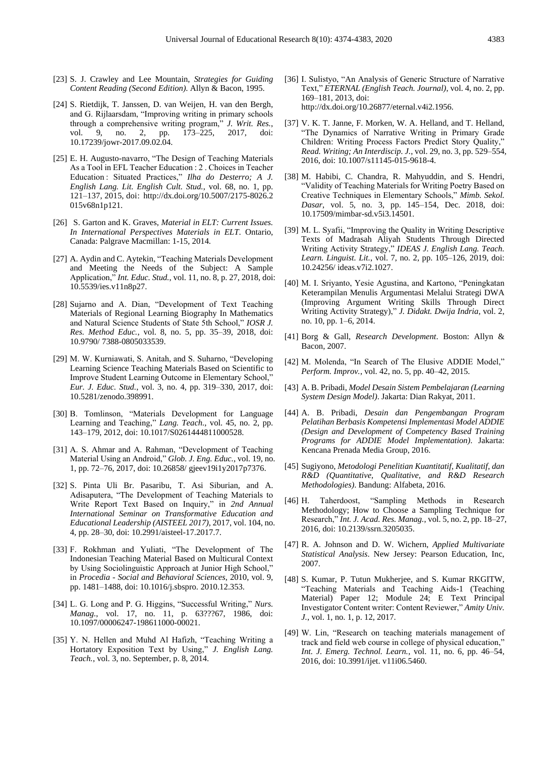[23] S. J. Crawley and Lee Mountain, *Strategies for Guiding Content Reading (Second Edition).* Allyn & Bacon, 1995.

[24] S. Rietdijk, T. Janssen, D. van Weijen, H. van den Bergh, and G. Rijlaarsdam, "Improving writing in primary schools through a comprehensive writing program," *J. Writ. Res.*, vol. 9, no. 2, pp. 173–225, 2017, doi: 10.17239/jowr-2017.09.02.04.

[25] E. H. Augusto-navarro, "The Design of Teaching Materials As a Tool in EFL Teacher Education : 2 . Choices in Teacher Education : Situated Practices," *Ilha do Desterro; A J. English Lang. Lit. English Cult. Stud.*, vol. 68, no. 1, pp. 121–137, 2015, doi: http://dx.doi.org/10.5007/2175-8026.2015v68n1p121.

[26] S. Garton and K. Graves, *Material in ELT: Current Issues. In International Perspectives Materials in ELT*. Ontario, Canada: Palgrave Macmillan: 1-15, 2014.

[27] A. Aydin and C. Aytekin, "Teaching Materials Development and Meeting the Needs of the Subject: A Sample Application," *Int. Educ. Stud.*, vol. 11, no. 8, p. 27, 2018, doi: 10.5539/ies.v11n8p27.

[28] Sujarno and A. Dian, "Development of Text Teaching Materials of Regional Learning Biography In Mathematics and Natural Science Students of State 5th School," *IOSR J. Res. Method Educ.*, vol. 8, no. 5, pp. 35–39, 2018, doi: 10.9790/ 7388-0805033539.

[29] M. W. Kurniawati, S. Anitah, and S. Suharno, "Developing Learning Science Teaching Materials Based on Scientific to Improve Student Learning Outcome in Elementary School," *Eur. J. Educ. Stud.*, vol. 3, no. 4, pp. 319–330, 2017, doi: 10.5281/zenodo.398991.

[30] B. Tomlinson, "Materials Development for Language Learning and Teaching," *Lang. Teach.*, vol. 45, no. 2, pp. 143–179, 2012, doi: 10.1017/S0261444811000528.

[31] A. S. Ahmar and A. Rahman, "Development of Teaching Material Using an Android," *Glob. J. Eng. Educ.*, vol. 19, no. 1, pp. 72–76, 2017, doi: 10.26858/ gjeev19i1y2017p7376.

[32] S. Pinta Uli Br. Pasaribu, T. Asi Siburian, and A. Adisaputera, "The Development of Teaching Materials to Write Report Text Based on Inquiry," in *2nd Annual International Seminar on Transformative Education and Educational Leadership (AISTEEL 2017)*, 2017, vol. 104, no. 4, pp. 28–30, doi: 10.2991/aisteel-17.2017.7.

[33] F. Rokhman and Yuliati, "The Development of The Indonesian Teaching Material Based on Multicural Context by Using Sociolinguistic Approach at Junior High School," in *Procedia - Social and Behavioral Sciences*, 2010, vol. 9, pp. 1481–1488, doi: 10.1016/j.sbspro. 2010.12.353.

[34] L. G. Long and P. G. Higgins, "Successful Writing," *Nurs. Manag.*, vol. 17, no. 11, p. 63???67, 1986, doi: 10.1097/00006247-198611000-00021.

[35] Y. N. Hellen and Muhd Al Hafizh, "Teaching Writing a Hortatory Exposition Text by Using," *J. English Lang. Teach.*, vol. 3, no. September, p. 8, 2014.

[36] I. Sulistyo, "An Analysis of Generic Structure of Narrative Text," *ETERNAL (English Teach. Journal)*, vol. 4, no. 2, pp. 169–181, 2013, doi: http://dx.doi.org/10.26877/eternal.v4i2.1956.

[37] V. K. T. Janne, F. Morken, W. A. Helland, and T. Helland, "The Dynamics of Narrative Writing in Primary Grade Children: Writing Process Factors Predict Story Quality," *Read. Writing; An Interdiscip. J.*, vol. 29, no. 3, pp. 529–554, 2016, doi: 10.1007/s11145-015-9618-4.

[38] M. Habibi, C. Chandra, R. Mahyuddin, and S. Hendri, "Validity of Teaching Materials for Writing Poetry Based on Creative Techniques in Elementary Schools," *Mimb. Sekol. Dasar*, vol. 5, no. 3, pp. 145–154, Dec. 2018, doi: 10.17509/mimbar-sd.v5i3.14501.

[39] M. L. Syafii, "Improving the Quality in Writing Descriptive Texts of Madrasah Aliyah Students Through Directed Writing Activity Strategy," *IDEAS J. English Lang. Teach. Learn. Linguist. Lit.*, vol. 7, no. 2, pp. 105–126, 2019, doi: 10.24256/ ideas.v7i2.1027.

[40] M. I. Sriyanto, Yesie Agustina, and Kartono, "Peningkatan Keterampilan Menulis Argumentasi Melalui Strategi DWA (Improving Argument Writing Skills Through Direct Writing Activity Strategy)," *J. Didakt. Dwija Indria*, vol. 2, no. 10, pp. 1–6, 2014.

[41] Borg & Gall, *Research Development*. Boston: Allyn & Bacon, 2007.

[42] M. Molenda, "In Search of The Elusive ADDIE Model," *Perform. Improv.*, vol. 42, no. 5, pp. 40–42, 2015.

[43] A. B. Pribadi, *Model Desain Sistem Pembelajaran (Learning System Design Model)*. Jakarta: Dian Rakyat, 2011.

[44] A. B. Pribadi, *Desain dan Pengembangan Program Pelatihan Berbasis Kompetensi Implementasi Model ADDIE (Design and Development of Competency Based Training Programs for ADDIE Model Implementation)*. Jakarta: Kencana Prenada Media Group, 2016.

[45] Sugiyono, *Metodologi Penelitian Kuantitatif, Kualitatif, dan R&D (Quantitative, Qualitative, and R&D Research Methodologies)*. Bandung: Alfabeta, 2016.

[46] H. Taherdoost, "Sampling Methods in Research Methodology; How to Choose a Sampling Technique for Research," *Int. J. Acad. Res. Manag.*, vol. 5, no. 2, pp. 18–27, 2016, doi: 10.2139/ssrn.3205035.

[47] R. A. Johnson and D. W. Wichern, *Applied Multivariate Statistical Analysis*. New Jersey: Pearson Education, Inc, 2007.

[48] S. Kumar, P. Tutun Mukherjee, and S. Kumar RKGITW, "Teaching Materials and Teaching Aids-1 (Teaching Material) Paper 12; Module 24; E Text Principal Investigator Content writer: Content Reviewer," *Amity Univ. J.*, vol. 1, no. 1, p. 12, 2017.

[49] W. Lin, "Research on teaching materials management of track and field web course in college of physical education," *Int. J. Emerg. Technol. Learn.*, vol. 11, no. 6, pp. 46–54, 2016, doi: 10.3991/ijet. v11i06.5460.